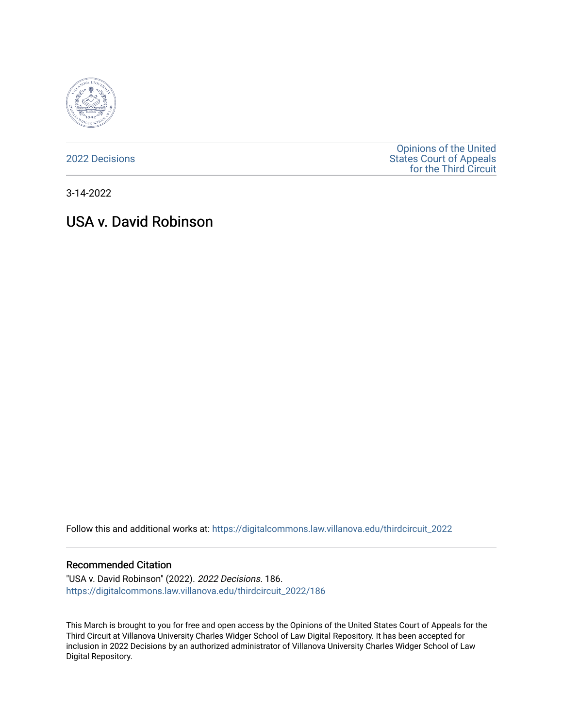2022 Decisions

Opinions of the United States Court of Appeals for the Third Circuit

3-14-2022

# USA v. David Robinson

Follow this and additional works at: https://digitalcommons.law.villanova.edu/thirdcircuit_2022

### Recommended Citation

"USA v. David Robinson" (2022). *2022 Decisions*. 186.
https://digitalcommons.law.villanova.edu/thirdcircuit_2022/186

This March is brought to you for free and open access by the Opinions of the United States Court of Appeals for the Third Circuit at Villanova University Charles Widger School of Law Digital Repository. It has been accepted for inclusion in 2022 Decisions by an authorized administrator of Villanova University Charles Widger School of Law Digital Repository.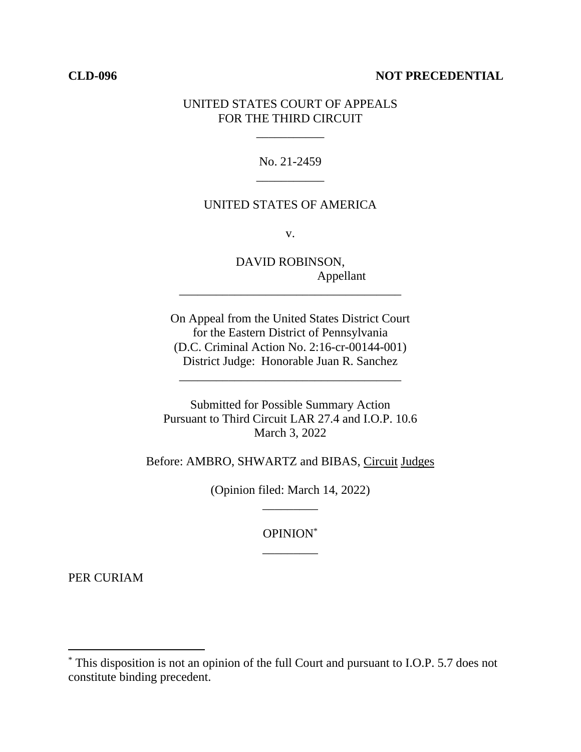**CLD-096** **NOT PRECEDENTIAL**

UNITED STATES COURT OF APPEALS
FOR THE THIRD CIRCUIT

---

No. 21-2459

---

UNITED STATES OF AMERICA

v.

DAVID ROBINSON,
Appellant

---

On Appeal from the United States District Court
for the Eastern District of Pennsylvania
(D.C. Criminal Action No. 2:16-cr-00144-001)
District Judge: Honorable Juan R. Sanchez

---

Submitted for Possible Summary Action
Pursuant to Third Circuit LAR 27.4 and I.O.P. 10.6
March 3, 2022

Before: AMBRO, SHWARTZ and BIBAS, Circuit Judges

(Opinion filed: March 14, 2022)

---

OPINION*

---

PER CURIAM

---

* This disposition is not an opinion of the full Court and pursuant to I.O.P. 5.7 does not constitute binding precedent.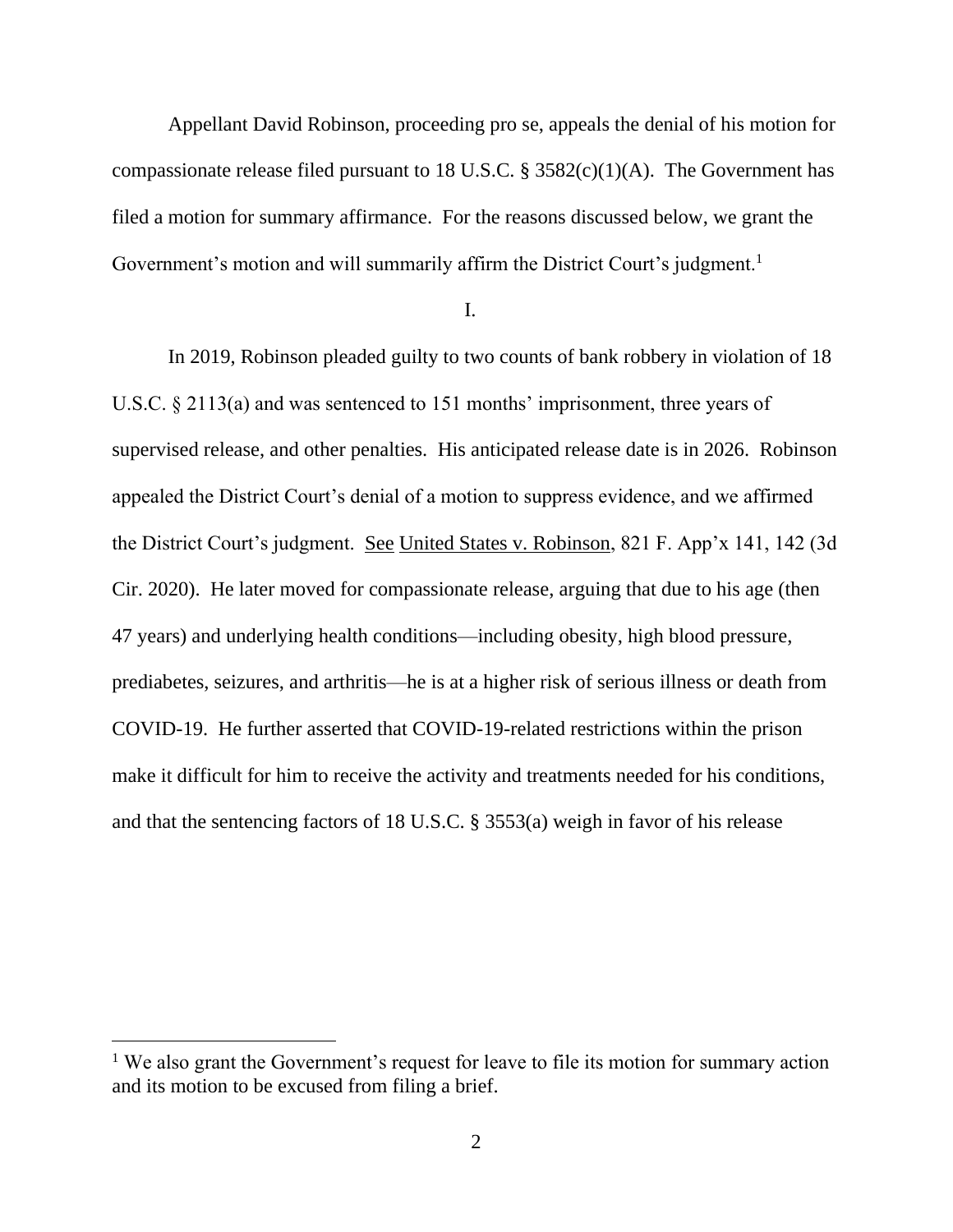Appellant David Robinson, proceeding pro se, appeals the denial of his motion for compassionate release filed pursuant to 18 U.S.C. § 3582(c)(1)(A). The Government has filed a motion for summary affirmance. For the reasons discussed below, we grant the Government's motion and will summarily affirm the District Court's judgment.[1]

I.

In 2019, Robinson pleaded guilty to two counts of bank robbery in violation of 18 U.S.C. § 2113(a) and was sentenced to 151 months' imprisonment, three years of supervised release, and other penalties. His anticipated release date is in 2026. Robinson appealed the District Court's denial of a motion to suppress evidence, and we affirmed the District Court's judgment. See United States v. Robinson, 821 F. App'x 141, 142 (3d Cir. 2020). He later moved for compassionate release, arguing that due to his age (then 47 years) and underlying health conditions—including obesity, high blood pressure, prediabetes, seizures, and arthritis—he is at a higher risk of serious illness or death from COVID-19. He further asserted that COVID-19-related restrictions within the prison make it difficult for him to receive the activity and treatments needed for his conditions, and that the sentencing factors of 18 U.S.C. § 3553(a) weigh in favor of his release

---

[1] We also grant the Government's request for leave to file its motion for summary action and its motion to be excused from filing a brief.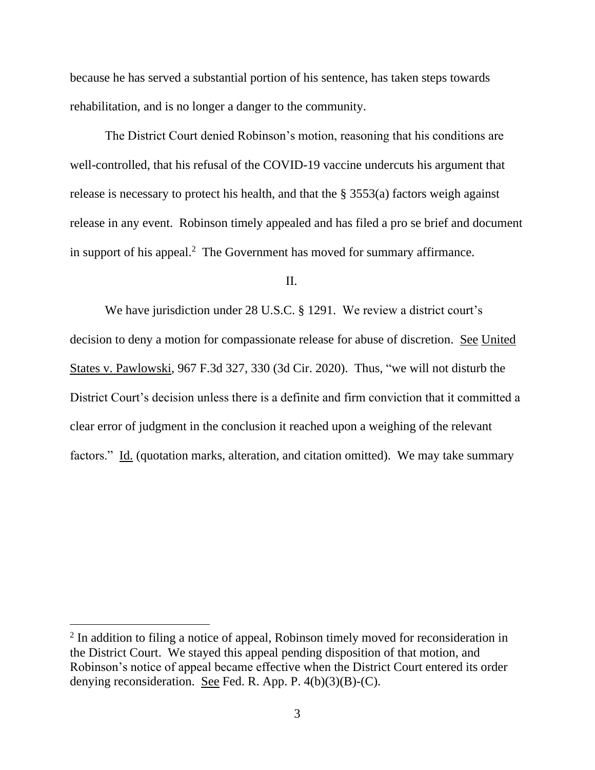because he has served a substantial portion of his sentence, has taken steps towards rehabilitation, and is no longer a danger to the community.

The District Court denied Robinson's motion, reasoning that his conditions are well-controlled, that his refusal of the COVID-19 vaccine undercuts his argument that release is necessary to protect his health, and that the § 3553(a) factors weigh against release in any event. Robinson timely appealed and has filed a pro se brief and document in support of his appeal.[2] The Government has moved for summary affirmance.

II.

We have jurisdiction under 28 U.S.C. § 1291. We review a district court's decision to deny a motion for compassionate release for abuse of discretion. See United States v. Pawlowski, 967 F.3d 327, 330 (3d Cir. 2020). Thus, "we will not disturb the District Court's decision unless there is a definite and firm conviction that it committed a clear error of judgment in the conclusion it reached upon a weighing of the relevant factors." Id. (quotation marks, alteration, and citation omitted). We may take summary

[2] In addition to filing a notice of appeal, Robinson timely moved for reconsideration in the District Court. We stayed this appeal pending disposition of that motion, and Robinson's notice of appeal became effective when the District Court entered its order denying reconsideration. See Fed. R. App. P. 4(b)(3)(B)-(C).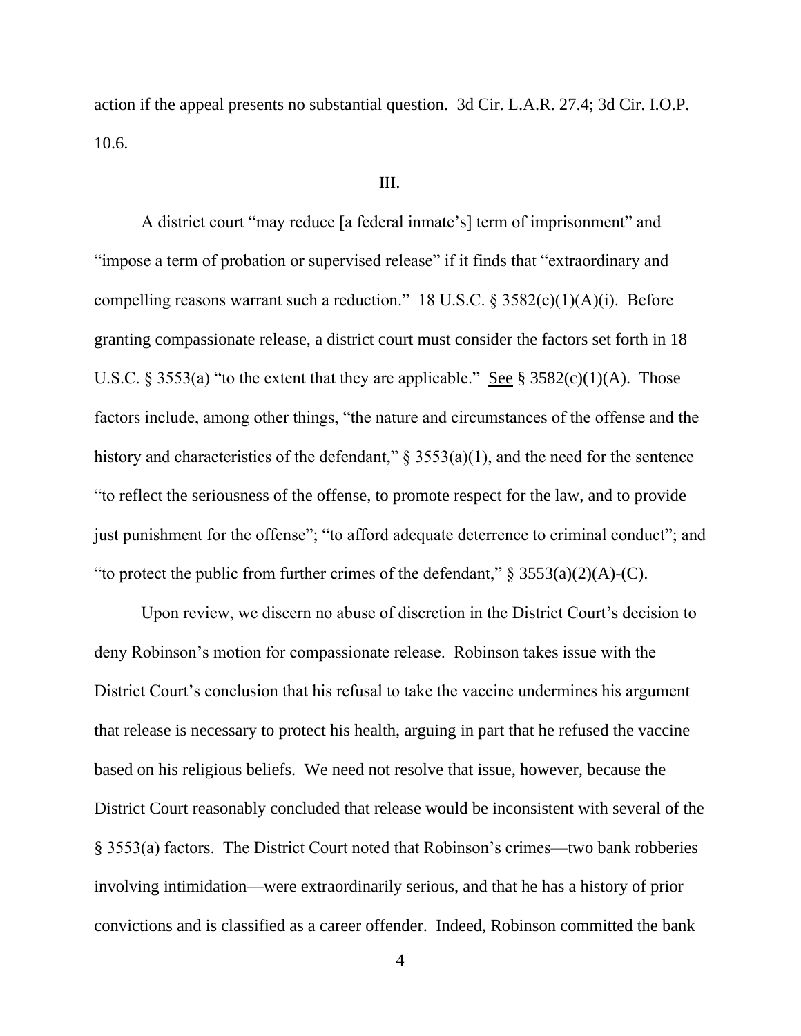action if the appeal presents no substantial question. 3d Cir. L.A.R. 27.4; 3d Cir. I.O.P. 10.6.

III.

A district court "may reduce [a federal inmate's] term of imprisonment" and "impose a term of probation or supervised release" if it finds that "extraordinary and compelling reasons warrant such a reduction." 18 U.S.C. § 3582(c)(1)(A)(i). Before granting compassionate release, a district court must consider the factors set forth in 18 U.S.C. § 3553(a) "to the extent that they are applicable." See § 3582(c)(1)(A). Those factors include, among other things, "the nature and circumstances of the offense and the history and characteristics of the defendant," § 3553(a)(1), and the need for the sentence "to reflect the seriousness of the offense, to promote respect for the law, and to provide just punishment for the offense"; "to afford adequate deterrence to criminal conduct"; and "to protect the public from further crimes of the defendant," § 3553(a)(2)(A)-(C).

Upon review, we discern no abuse of discretion in the District Court's decision to deny Robinson's motion for compassionate release. Robinson takes issue with the District Court's conclusion that his refusal to take the vaccine undermines his argument that release is necessary to protect his health, arguing in part that he refused the vaccine based on his religious beliefs. We need not resolve that issue, however, because the District Court reasonably concluded that release would be inconsistent with several of the § 3553(a) factors. The District Court noted that Robinson's crimes—two bank robberies involving intimidation—were extraordinarily serious, and that he has a history of prior convictions and is classified as a career offender. Indeed, Robinson committed the bank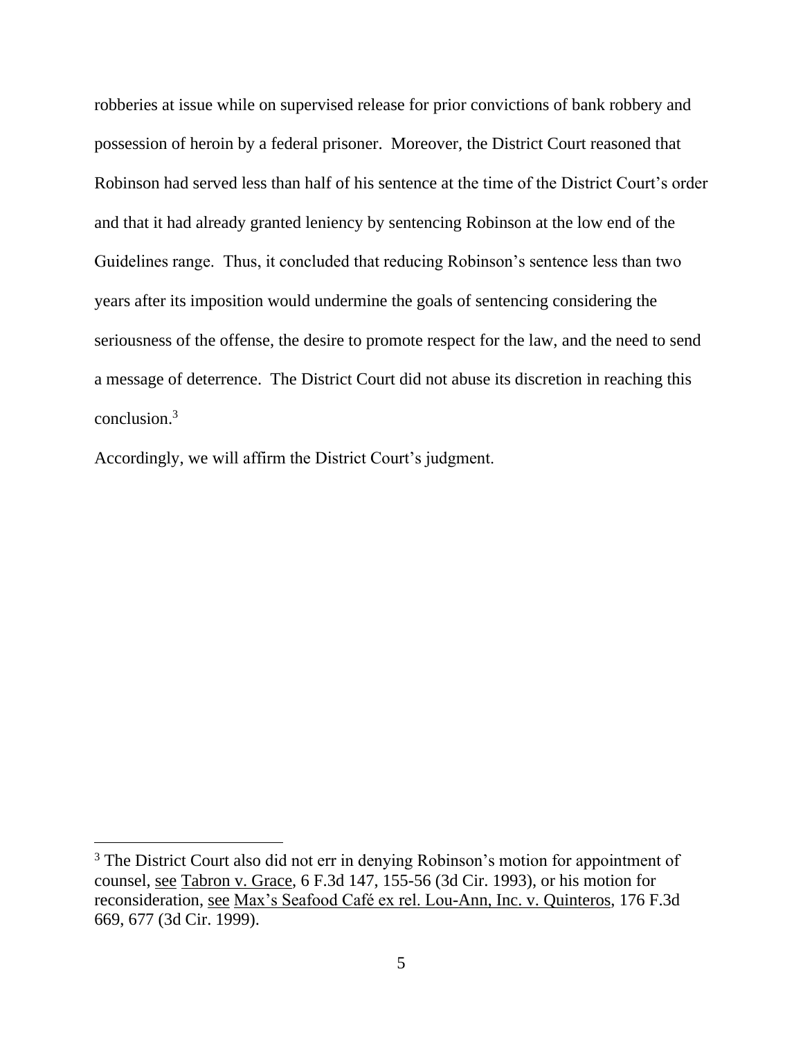robberies at issue while on supervised release for prior convictions of bank robbery and possession of heroin by a federal prisoner. Moreover, the District Court reasoned that Robinson had served less than half of his sentence at the time of the District Court's order and that it had already granted leniency by sentencing Robinson at the low end of the Guidelines range. Thus, it concluded that reducing Robinson's sentence less than two years after its imposition would undermine the goals of sentencing considering the seriousness of the offense, the desire to promote respect for the law, and the need to send a message of deterrence. The District Court did not abuse its discretion in reaching this conclusion.[3]

Accordingly, we will affirm the District Court's judgment.

---

[3] The District Court also did not err in denying Robinson's motion for appointment of counsel, see Tabron v. Grace, 6 F.3d 147, 155-56 (3d Cir. 1993), or his motion for reconsideration, see Max's Seafood Café ex rel. Lou-Ann, Inc. v. Quinteros, 176 F.3d 669, 677 (3d Cir. 1999).